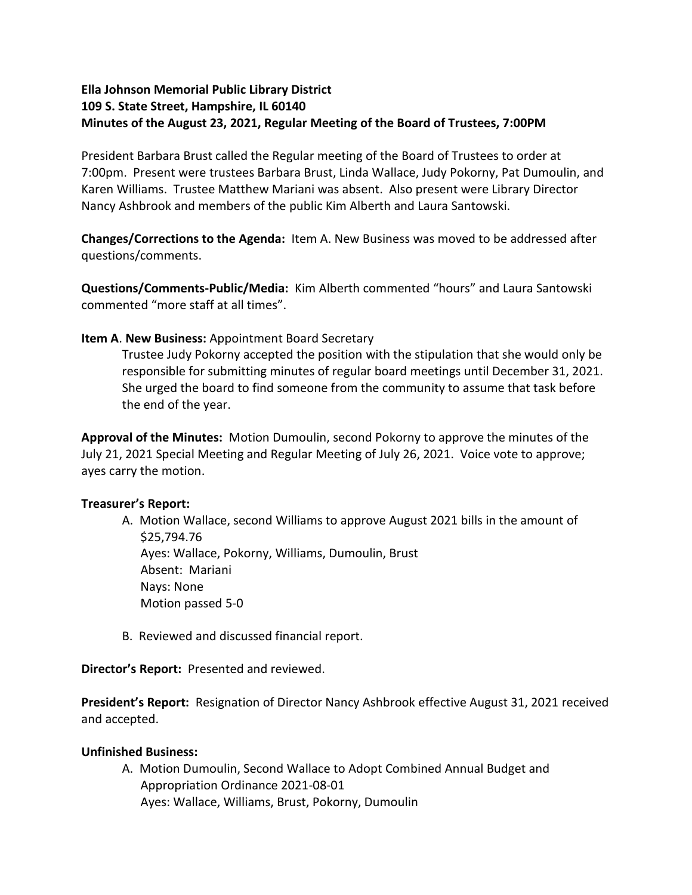**Ella Johnson Memorial Public Library District**
**109 S. State Street, Hampshire, IL 60140**
**Minutes of the August 23, 2021, Regular Meeting of the Board of Trustees, 7:00PM**

President Barbara Brust called the Regular meeting of the Board of Trustees to order at 7:00pm. Present were trustees Barbara Brust, Linda Wallace, Judy Pokorny, Pat Dumoulin, and Karen Williams. Trustee Matthew Mariani was absent. Also present were Library Director Nancy Ashbrook and members of the public Kim Alberth and Laura Santowski.

**Changes/Corrections to the Agenda:** Item A. New Business was moved to be addressed after questions/comments.

**Questions/Comments-Public/Media:** Kim Alberth commented "hours" and Laura Santowski commented "more staff at all times".

**Item A. New Business:** Appointment Board Secretary

Trustee Judy Pokorny accepted the position with the stipulation that she would only be responsible for submitting minutes of regular board meetings until December 31, 2021. She urged the board to find someone from the community to assume that task before the end of the year.

**Approval of the Minutes:** Motion Dumoulin, second Pokorny to approve the minutes of the July 21, 2021 Special Meeting and Regular Meeting of July 26, 2021. Voice vote to approve; ayes carry the motion.

**Treasurer's Report:**

A. Motion Wallace, second Williams to approve August 2021 bills in the amount of $25,794.76
 Ayes: Wallace, Pokorny, Williams, Dumoulin, Brust
 Absent: Mariani
 Nays: None
 Motion passed 5-0

B. Reviewed and discussed financial report.

**Director's Report:** Presented and reviewed.

**President's Report:** Resignation of Director Nancy Ashbrook effective August 31, 2021 received and accepted.

**Unfinished Business:**

A. Motion Dumoulin, Second Wallace to Adopt Combined Annual Budget and Appropriation Ordinance 2021-08-01
 Ayes: Wallace, Williams, Brust, Pokorny, Dumoulin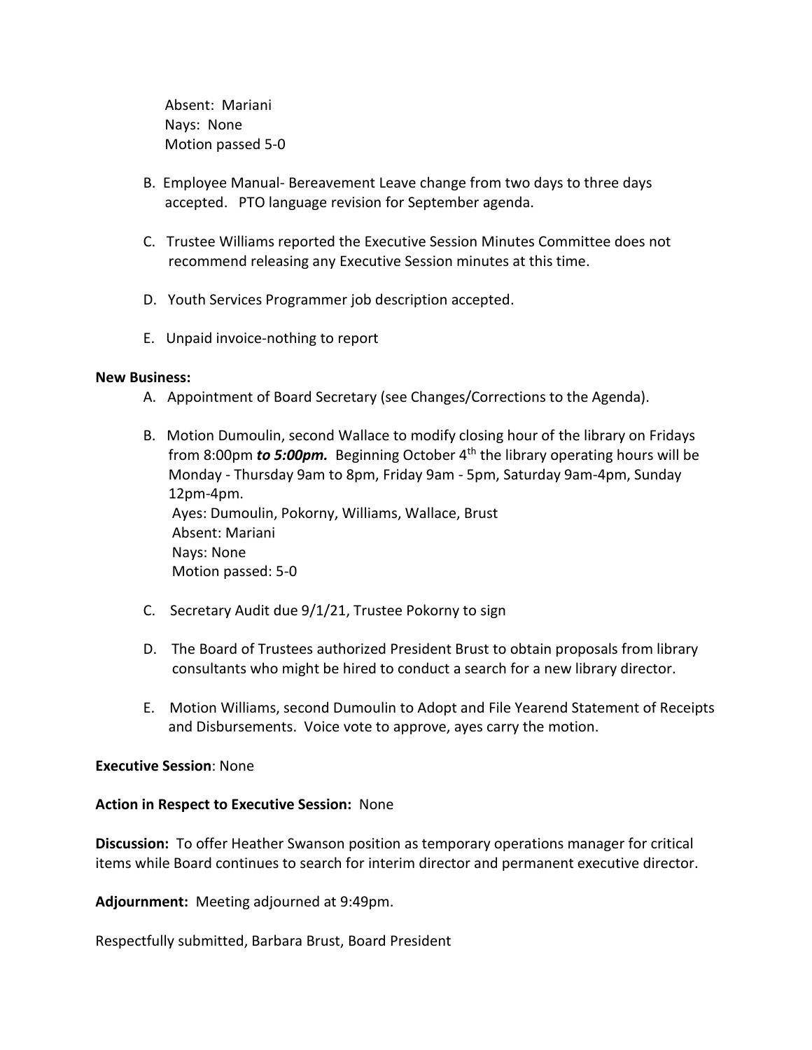Absent: Mariani
Nays: None
Motion passed 5-0

B. Employee Manual- Bereavement Leave change from two days to three days accepted. PTO language revision for September agenda.

C. Trustee Williams reported the Executive Session Minutes Committee does not recommend releasing any Executive Session minutes at this time.

D. Youth Services Programmer job description accepted.

E. Unpaid invoice-nothing to report

**New Business:**

A. Appointment of Board Secretary (see Changes/Corrections to the Agenda).

B. Motion Dumoulin, second Wallace to modify closing hour of the library on Fridays from 8:00pm ***to 5:00pm.*** Beginning October 4th the library operating hours will be Monday - Thursday 9am to 8pm, Friday 9am - 5pm, Saturday 9am-4pm, Sunday 12pm-4pm.
Ayes: Dumoulin, Pokorny, Williams, Wallace, Brust
Absent: Mariani
Nays: None
Motion passed: 5-0

C. Secretary Audit due 9/1/21, Trustee Pokorny to sign

D. The Board of Trustees authorized President Brust to obtain proposals from library consultants who might be hired to conduct a search for a new library director.

E. Motion Williams, second Dumoulin to Adopt and File Yearend Statement of Receipts and Disbursements. Voice vote to approve, ayes carry the motion.

**Executive Session**: None

**Action in Respect to Executive Session:** None

**Discussion:** To offer Heather Swanson position as temporary operations manager for critical items while Board continues to search for interim director and permanent executive director.

**Adjournment:** Meeting adjourned at 9:49pm.

Respectfully submitted, Barbara Brust, Board President